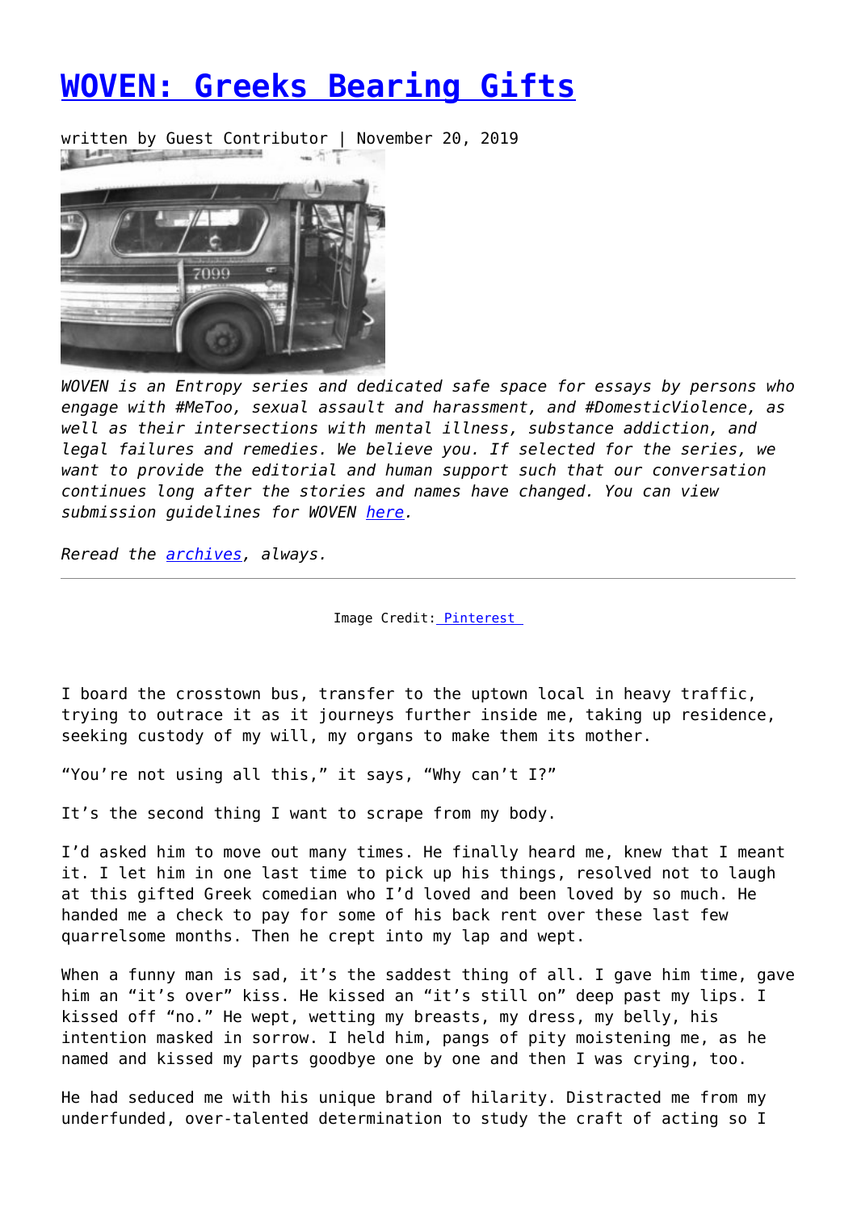# WOVEN: Greeks Bearing Gifts

written by Guest Contributor | November 20, 2019

*WOVEN is an Entropy series and dedicated safe space for essays by persons who engage with #MeToo, sexual assault and harassment, and #DomesticViolence, as well as their intersections with mental illness, substance addiction, and legal failures and remedies. We believe you. If selected for the series, we want to provide the editorial and human support such that our conversation continues long after the stories and names have changed. You can view submission guidelines for WOVEN here.*

*Reread the archives, always.*

---

Image Credit: Pinterest

I board the crosstown bus, transfer to the uptown local in heavy traffic, trying to outrace it as it journeys further inside me, taking up residence, seeking custody of my will, my organs to make them its mother.

"You're not using all this," it says, "Why can't I?"

It's the second thing I want to scrape from my body.

I'd asked him to move out many times. He finally heard me, knew that I meant it. I let him in one last time to pick up his things, resolved not to laugh at this gifted Greek comedian who I'd loved and been loved by so much. He handed me a check to pay for some of his back rent over these last few quarrelsome months. Then he crept into my lap and wept.

When a funny man is sad, it's the saddest thing of all. I gave him time, gave him an "it's over" kiss. He kissed an "it's still on" deep past my lips. I kissed off "no." He wept, wetting my breasts, my dress, my belly, his intention masked in sorrow. I held him, pangs of pity moistening me, as he named and kissed my parts goodbye one by one and then I was crying, too.

He had seduced me with his unique brand of hilarity. Distracted me from my underfunded, over-talented determination to study the craft of acting so I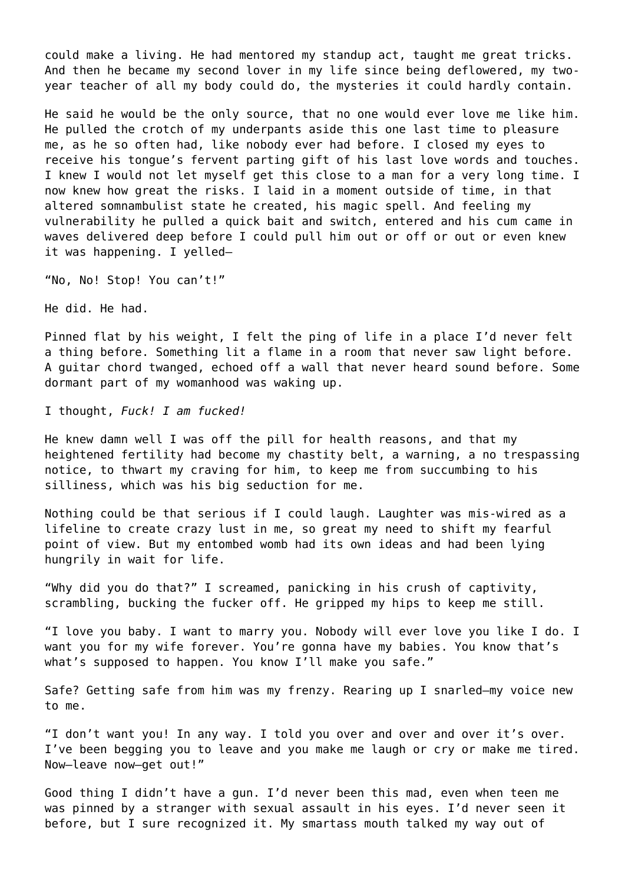could make a living. He had mentored my standup act, taught me great tricks. And then he became my second lover in my life since being deflowered, my two-year teacher of all my body could do, the mysteries it could hardly contain.

He said he would be the only source, that no one would ever love me like him. He pulled the crotch of my underpants aside this one last time to pleasure me, as he so often had, like nobody ever had before. I closed my eyes to receive his tongue's fervent parting gift of his last love words and touches. I knew I would not let myself get this close to a man for a very long time. I now knew how great the risks. I laid in a moment outside of time, in that altered somnambulist state he created, his magic spell. And feeling my vulnerability he pulled a quick bait and switch, entered and his cum came in waves delivered deep before I could pull him out or off or out or even knew it was happening. I yelled—

"No, No! Stop! You can't!"

He did. He had.

Pinned flat by his weight, I felt the ping of life in a place I'd never felt a thing before. Something lit a flame in a room that never saw light before. A guitar chord twanged, echoed off a wall that never heard sound before. Some dormant part of my womanhood was waking up.

I thought, *Fuck! I am fucked!*

He knew damn well I was off the pill for health reasons, and that my heightened fertility had become my chastity belt, a warning, a no trespassing notice, to thwart my craving for him, to keep me from succumbing to his silliness, which was his big seduction for me.

Nothing could be that serious if I could laugh. Laughter was mis-wired as a lifeline to create crazy lust in me, so great my need to shift my fearful point of view. But my entombed womb had its own ideas and had been lying hungrily in wait for life.

"Why did you do that?" I screamed, panicking in his crush of captivity, scrambling, bucking the fucker off. He gripped my hips to keep me still.

"I love you baby. I want to marry you. Nobody will ever love you like I do. I want you for my wife forever. You're gonna have my babies. You know that's what's supposed to happen. You know I'll make you safe."

Safe? Getting safe from him was my frenzy. Rearing up I snarled—my voice new to me.

"I don't want you! In any way. I told you over and over and over it's over. I've been begging you to leave and you make me laugh or cry or make me tired. Now—leave now—get out!"

Good thing I didn't have a gun. I'd never been this mad, even when teen me was pinned by a stranger with sexual assault in his eyes. I'd never seen it before, but I sure recognized it. My smartass mouth talked my way out of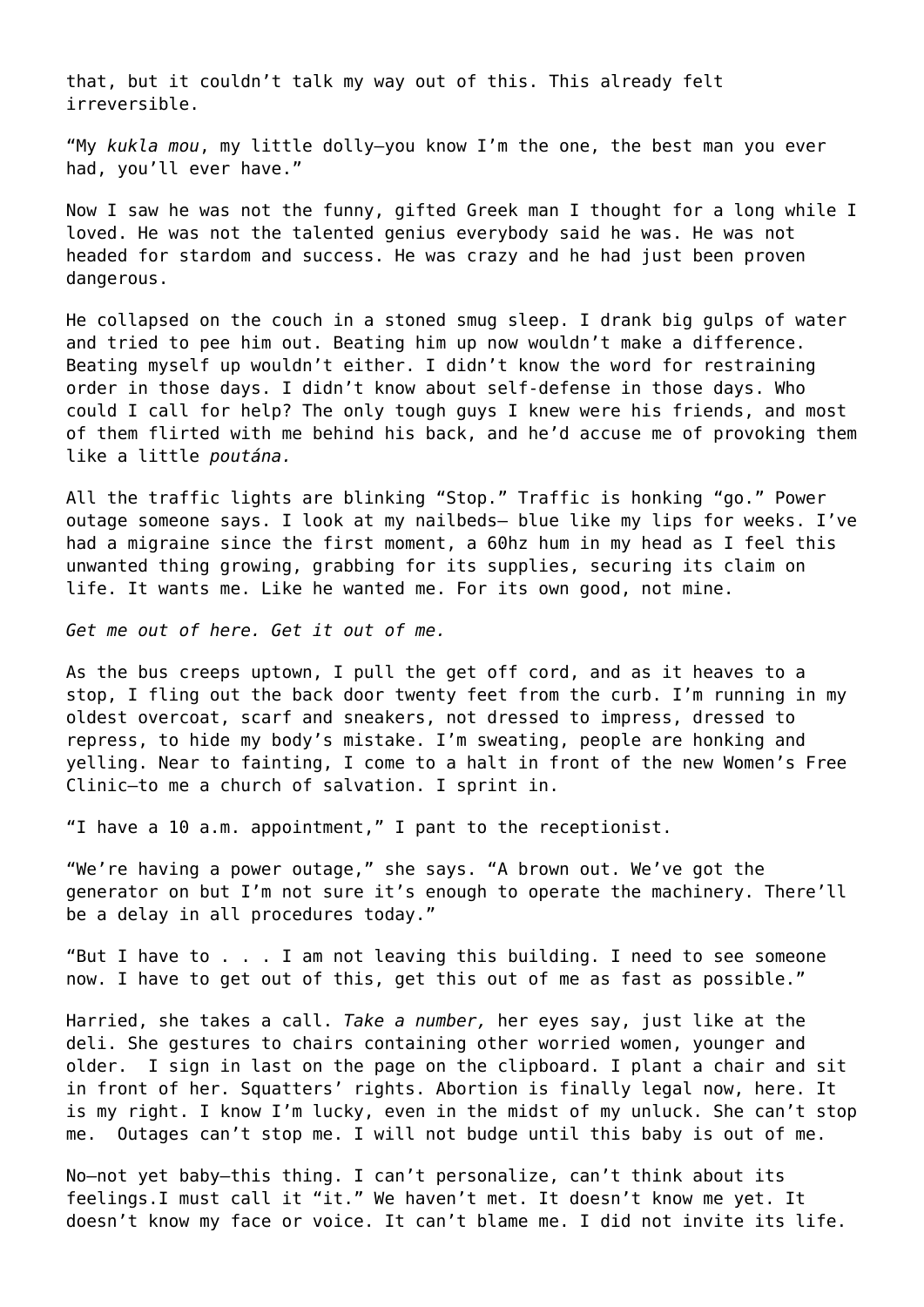that, but it couldn't talk my way out of this. This already felt irreversible.

"My *kukla mou*, my little dolly—you know I'm the one, the best man you ever had, you'll ever have."

Now I saw he was not the funny, gifted Greek man I thought for a long while I loved. He was not the talented genius everybody said he was. He was not headed for stardom and success. He was crazy and he had just been proven dangerous.

He collapsed on the couch in a stoned smug sleep. I drank big gulps of water and tried to pee him out. Beating him up now wouldn't make a difference. Beating myself up wouldn't either. I didn't know the word for restraining order in those days. I didn't know about self-defense in those days. Who could I call for help? The only tough guys I knew were his friends, and most of them flirted with me behind his back, and he'd accuse me of provoking them like a little *poutána.*

All the traffic lights are blinking "Stop." Traffic is honking "go." Power outage someone says. I look at my nailbeds— blue like my lips for weeks. I've had a migraine since the first moment, a 60hz hum in my head as I feel this unwanted thing growing, grabbing for its supplies, securing its claim on life. It wants me. Like he wanted me. For its own good, not mine.

*Get me out of here. Get it out of me.*

As the bus creeps uptown, I pull the get off cord, and as it heaves to a stop, I fling out the back door twenty feet from the curb. I'm running in my oldest overcoat, scarf and sneakers, not dressed to impress, dressed to repress, to hide my body's mistake. I'm sweating, people are honking and yelling. Near to fainting, I come to a halt in front of the new Women's Free Clinic—to me a church of salvation. I sprint in.

"I have a 10 a.m. appointment," I pant to the receptionist.

"We're having a power outage," she says. "A brown out. We've got the generator on but I'm not sure it's enough to operate the machinery. There'll be a delay in all procedures today."

"But I have to . . . I am not leaving this building. I need to see someone now. I have to get out of this, get this out of me as fast as possible."

Harried, she takes a call. *Take a number,* her eyes say, just like at the deli. She gestures to chairs containing other worried women, younger and older. I sign in last on the page on the clipboard. I plant a chair and sit in front of her. Squatters' rights. Abortion is finally legal now, here. It is my right. I know I'm lucky, even in the midst of my unluck. She can't stop me. Outages can't stop me. I will not budge until this baby is out of me.

No—not yet baby—this thing. I can't personalize, can't think about its feelings.I must call it "it." We haven't met. It doesn't know me yet. It doesn't know my face or voice. It can't blame me. I did not invite its life.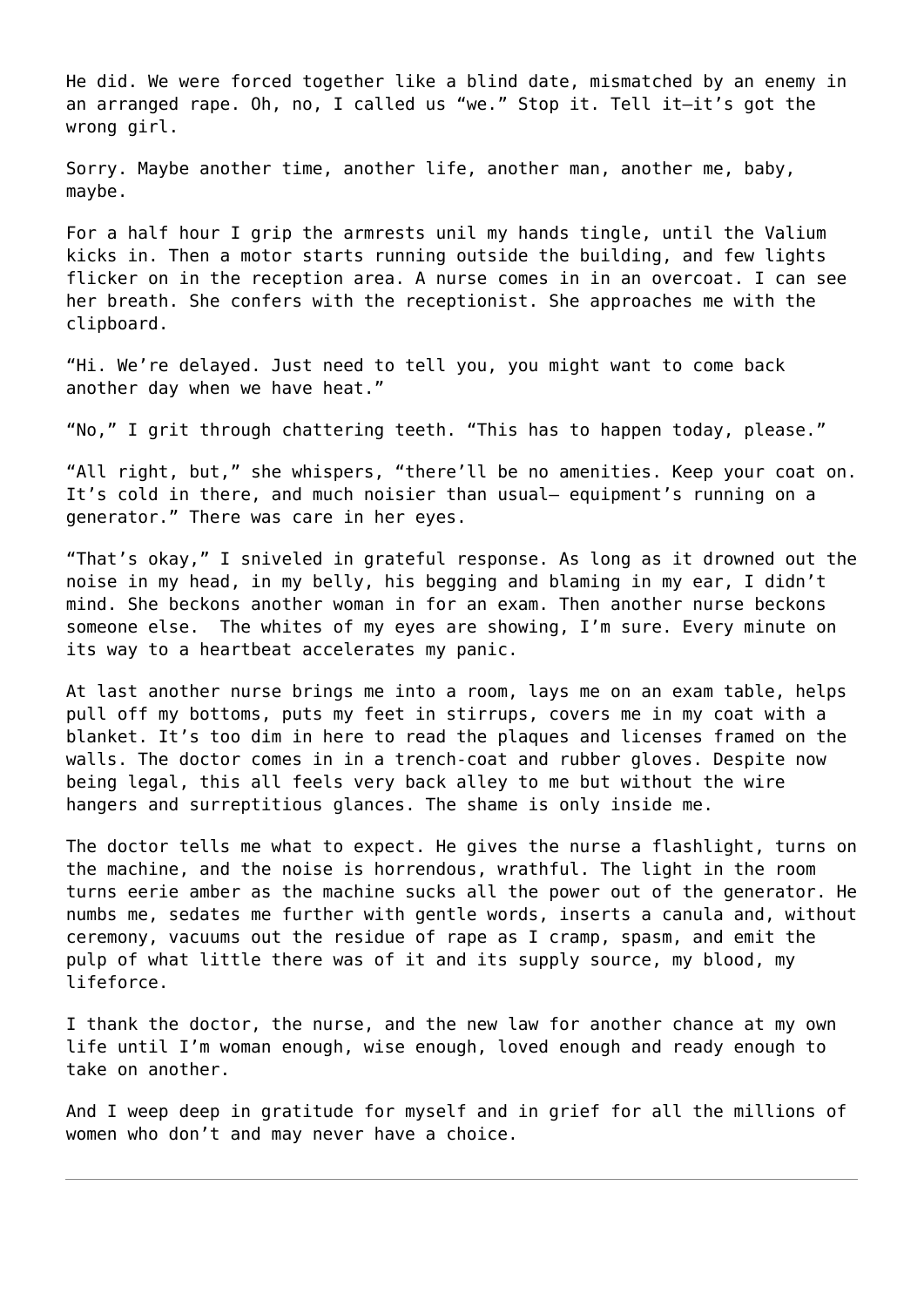He did. We were forced together like a blind date, mismatched by an enemy in an arranged rape. Oh, no, I called us "we." Stop it. Tell it—it's got the wrong girl.

Sorry. Maybe another time, another life, another man, another me, baby, maybe.

For a half hour I grip the armrests unil my hands tingle, until the Valium kicks in. Then a motor starts running outside the building, and few lights flicker on in the reception area. A nurse comes in in an overcoat. I can see her breath. She confers with the receptionist. She approaches me with the clipboard.

"Hi. We're delayed. Just need to tell you, you might want to come back another day when we have heat."

"No," I grit through chattering teeth. "This has to happen today, please."

"All right, but," she whispers, "there'll be no amenities. Keep your coat on. It's cold in there, and much noisier than usual— equipment's running on a generator." There was care in her eyes.

"That's okay," I sniveled in grateful response. As long as it drowned out the noise in my head, in my belly, his begging and blaming in my ear, I didn't mind. She beckons another woman in for an exam. Then another nurse beckons someone else. The whites of my eyes are showing, I'm sure. Every minute on its way to a heartbeat accelerates my panic.

At last another nurse brings me into a room, lays me on an exam table, helps pull off my bottoms, puts my feet in stirrups, covers me in my coat with a blanket. It's too dim in here to read the plaques and licenses framed on the walls. The doctor comes in in a trench-coat and rubber gloves. Despite now being legal, this all feels very back alley to me but without the wire hangers and surreptitious glances. The shame is only inside me.

The doctor tells me what to expect. He gives the nurse a flashlight, turns on the machine, and the noise is horrendous, wrathful. The light in the room turns eerie amber as the machine sucks all the power out of the generator. He numbs me, sedates me further with gentle words, inserts a canula and, without ceremony, vacuums out the residue of rape as I cramp, spasm, and emit the pulp of what little there was of it and its supply source, my blood, my lifeforce.

I thank the doctor, the nurse, and the new law for another chance at my own life until I'm woman enough, wise enough, loved enough and ready enough to take on another.

And I weep deep in gratitude for myself and in grief for all the millions of women who don't and may never have a choice.

---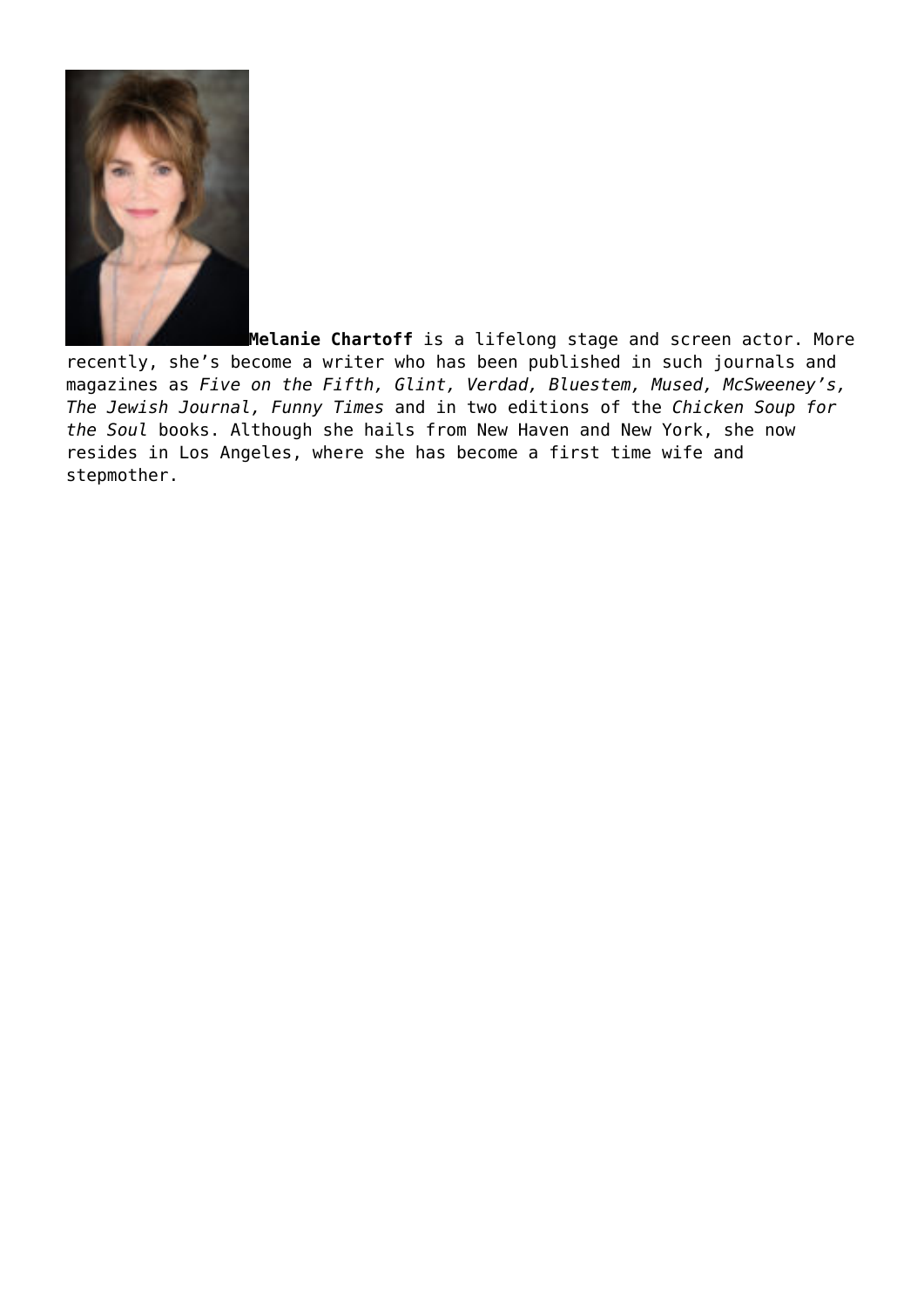**Melanie Chartoff** is a lifelong stage and screen actor. More recently, she's become a writer who has been published in such journals and magazines as *Five on the Fifth, Glint, Verdad, Bluestem, Mused, McSweeney's, The Jewish Journal, Funny Times* and in two editions of the *Chicken Soup for the Soul* books. Although she hails from New Haven and New York, she now resides in Los Angeles, where she has become a first time wife and stepmother.